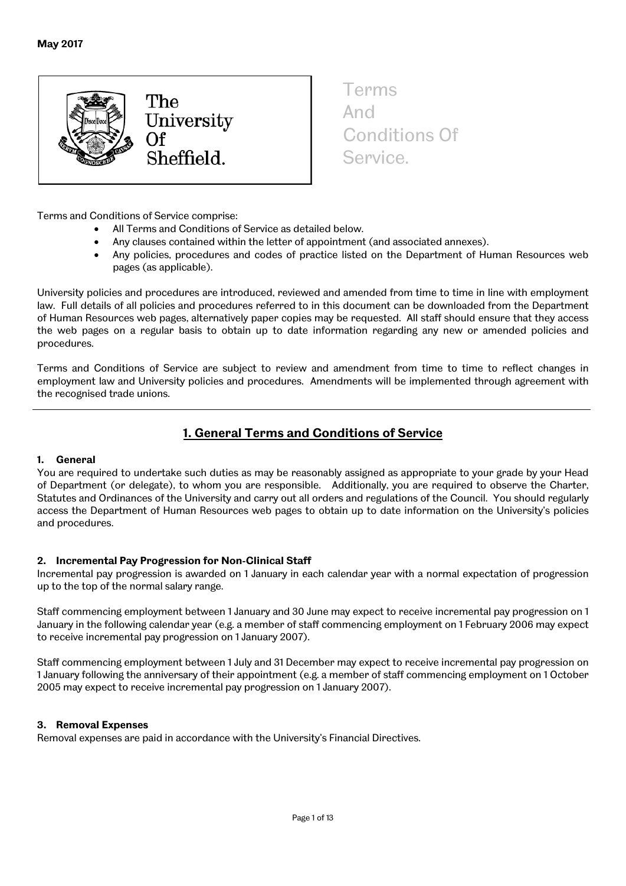**May 2017**

The University Of Sheffield.

# Terms And Conditions Of Service.

Terms and Conditions of Service comprise:

- All Terms and Conditions of Service as detailed below.
- Any clauses contained within the letter of appointment (and associated annexes).
- Any policies, procedures and codes of practice listed on the Department of Human Resources web pages (as applicable).

University policies and procedures are introduced, reviewed and amended from time to time in line with employment law. Full details of all policies and procedures referred to in this document can be downloaded from the Department of Human Resources web pages, alternatively paper copies may be requested. All staff should ensure that they access the web pages on a regular basis to obtain up to date information regarding any new or amended policies and procedures.

Terms and Conditions of Service are subject to review and amendment from time to time to reflect changes in employment law and University policies and procedures. Amendments will be implemented through agreement with the recognised trade unions.

---

## 1. General Terms and Conditions of Service

### 1. General

You are required to undertake such duties as may be reasonably assigned as appropriate to your grade by your Head of Department (or delegate), to whom you are responsible. Additionally, you are required to observe the Charter, Statutes and Ordinances of the University and carry out all orders and regulations of the Council. You should regularly access the Department of Human Resources web pages to obtain up to date information on the University's policies and procedures.

### 2. Incremental Pay Progression for Non-Clinical Staff

Incremental pay progression is awarded on 1 January in each calendar year with a normal expectation of progression up to the top of the normal salary range.

Staff commencing employment between 1 January and 30 June may expect to receive incremental pay progression on 1 January in the following calendar year (e.g. a member of staff commencing employment on 1 February 2006 may expect to receive incremental pay progression on 1 January 2007).

Staff commencing employment between 1 July and 31 December may expect to receive incremental pay progression on 1 January following the anniversary of their appointment (e.g. a member of staff commencing employment on 1 October 2005 may expect to receive incremental pay progression on 1 January 2007).

### 3. Removal Expenses

Removal expenses are paid in accordance with the University's Financial Directives.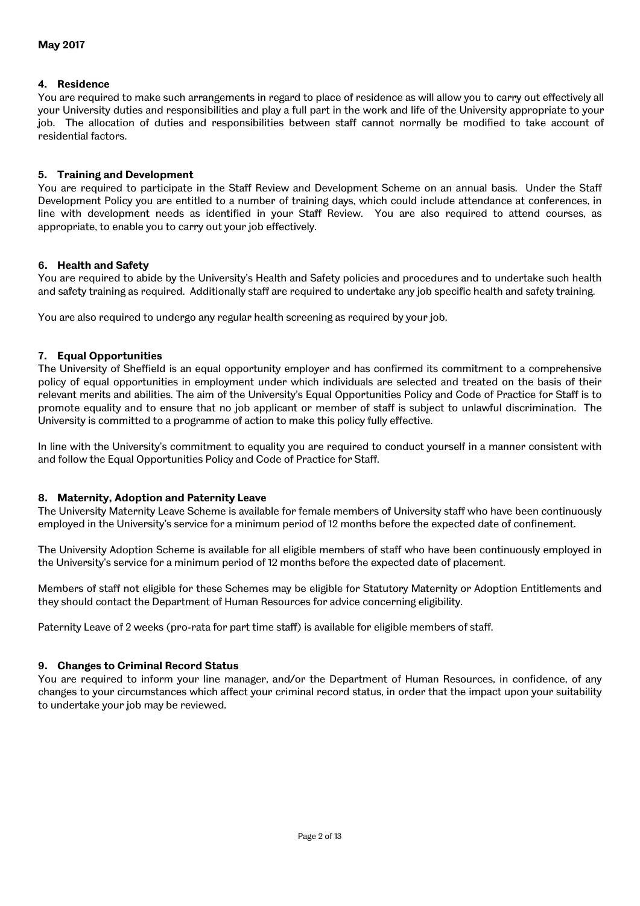**May 2017**

### 4. Residence

You are required to make such arrangements in regard to place of residence as will allow you to carry out effectively all your University duties and responsibilities and play a full part in the work and life of the University appropriate to your job. The allocation of duties and responsibilities between staff cannot normally be modified to take account of residential factors.

### 5. Training and Development

You are required to participate in the Staff Review and Development Scheme on an annual basis. Under the Staff Development Policy you are entitled to a number of training days, which could include attendance at conferences, in line with development needs as identified in your Staff Review. You are also required to attend courses, as appropriate, to enable you to carry out your job effectively.

### 6. Health and Safety

You are required to abide by the University's Health and Safety policies and procedures and to undertake such health and safety training as required. Additionally staff are required to undertake any job specific health and safety training.

You are also required to undergo any regular health screening as required by your job.

### 7. Equal Opportunities

The University of Sheffield is an equal opportunity employer and has confirmed its commitment to a comprehensive policy of equal opportunities in employment under which individuals are selected and treated on the basis of their relevant merits and abilities. The aim of the University's Equal Opportunities Policy and Code of Practice for Staff is to promote equality and to ensure that no job applicant or member of staff is subject to unlawful discrimination. The University is committed to a programme of action to make this policy fully effective.

In line with the University's commitment to equality you are required to conduct yourself in a manner consistent with and follow the Equal Opportunities Policy and Code of Practice for Staff.

### 8. Maternity, Adoption and Paternity Leave

The University Maternity Leave Scheme is available for female members of University staff who have been continuously employed in the University's service for a minimum period of 12 months before the expected date of confinement.

The University Adoption Scheme is available for all eligible members of staff who have been continuously employed in the University's service for a minimum period of 12 months before the expected date of placement.

Members of staff not eligible for these Schemes may be eligible for Statutory Maternity or Adoption Entitlements and they should contact the Department of Human Resources for advice concerning eligibility.

Paternity Leave of 2 weeks (pro-rata for part time staff) is available for eligible members of staff.

### 9. Changes to Criminal Record Status

You are required to inform your line manager, and/or the Department of Human Resources, in confidence, of any changes to your circumstances which affect your criminal record status, in order that the impact upon your suitability to undertake your job may be reviewed.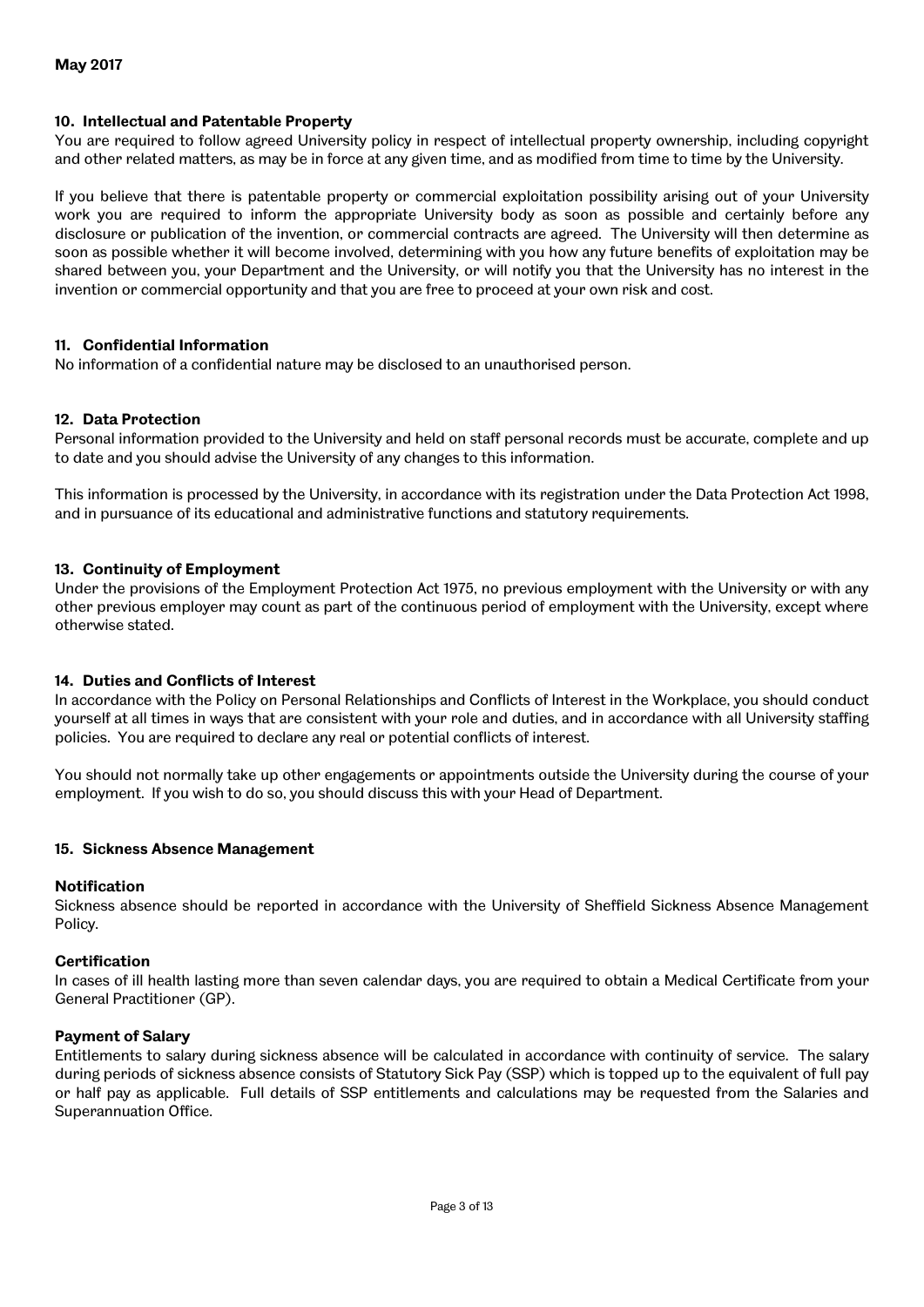**May 2017**

## 10. Intellectual and Patentable Property

You are required to follow agreed University policy in respect of intellectual property ownership, including copyright and other related matters, as may be in force at any given time, and as modified from time to time by the University.

If you believe that there is patentable property or commercial exploitation possibility arising out of your University work you are required to inform the appropriate University body as soon as possible and certainly before any disclosure or publication of the invention, or commercial contracts are agreed. The University will then determine as soon as possible whether it will become involved, determining with you how any future benefits of exploitation may be shared between you, your Department and the University, or will notify you that the University has no interest in the invention or commercial opportunity and that you are free to proceed at your own risk and cost.

## 11. Confidential Information

No information of a confidential nature may be disclosed to an unauthorised person.

## 12. Data Protection

Personal information provided to the University and held on staff personal records must be accurate, complete and up to date and you should advise the University of any changes to this information.

This information is processed by the University, in accordance with its registration under the Data Protection Act 1998, and in pursuance of its educational and administrative functions and statutory requirements.

## 13. Continuity of Employment

Under the provisions of the Employment Protection Act 1975, no previous employment with the University or with any other previous employer may count as part of the continuous period of employment with the University, except where otherwise stated.

## 14. Duties and Conflicts of Interest

In accordance with the Policy on Personal Relationships and Conflicts of Interest in the Workplace, you should conduct yourself at all times in ways that are consistent with your role and duties, and in accordance with all University staffing policies. You are required to declare any real or potential conflicts of interest.

You should not normally take up other engagements or appointments outside the University during the course of your employment. If you wish to do so, you should discuss this with your Head of Department.

## 15. Sickness Absence Management

### Notification

Sickness absence should be reported in accordance with the University of Sheffield Sickness Absence Management Policy.

### Certification

In cases of ill health lasting more than seven calendar days, you are required to obtain a Medical Certificate from your General Practitioner (GP).

### Payment of Salary

Entitlements to salary during sickness absence will be calculated in accordance with continuity of service. The salary during periods of sickness absence consists of Statutory Sick Pay (SSP) which is topped up to the equivalent of full pay or half pay as applicable. Full details of SSP entitlements and calculations may be requested from the Salaries and Superannuation Office.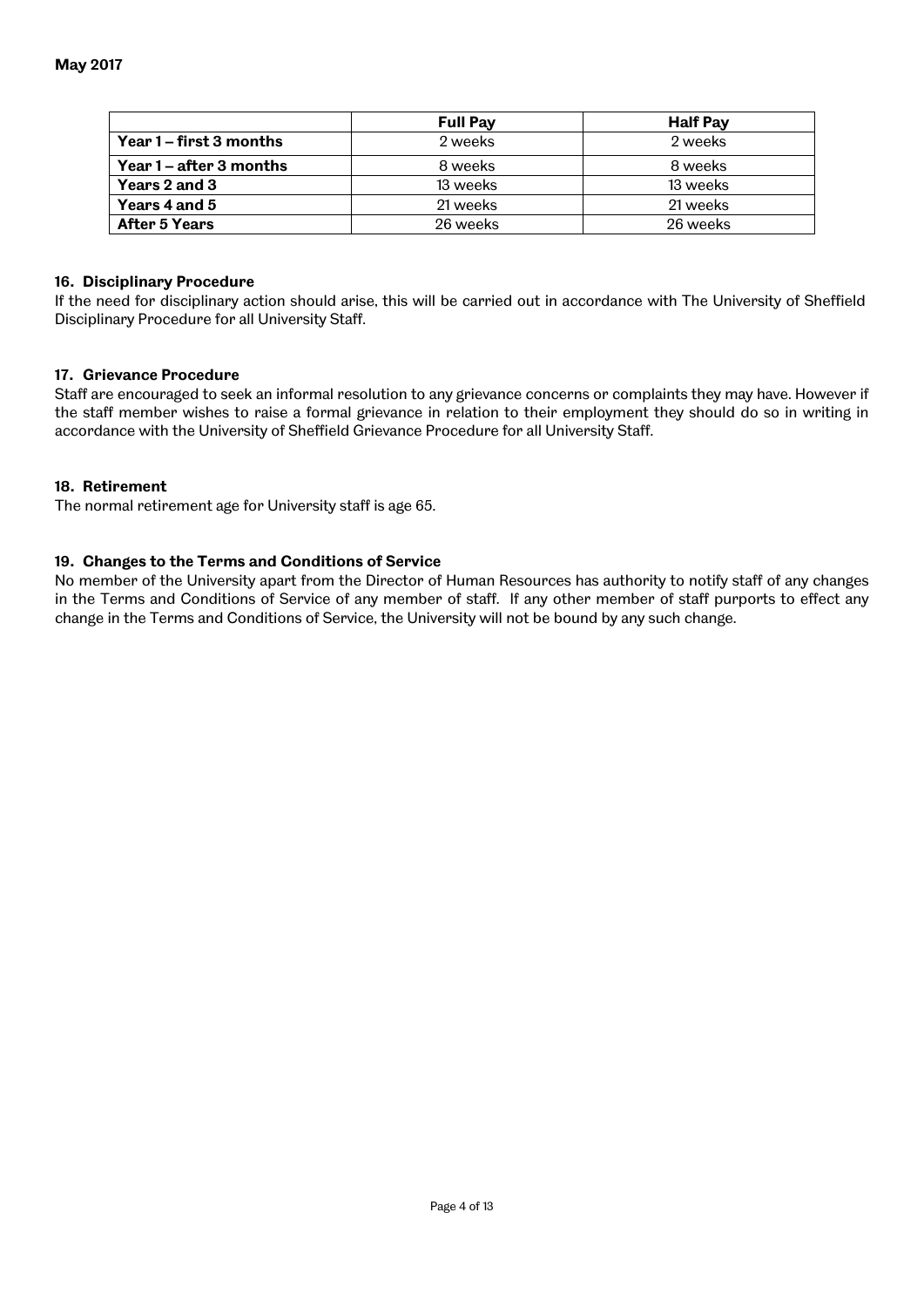**May 2017**

| | Full Pay | Half Pay |
|---|---|---|
| **Year 1 – first 3 months** | 2 weeks | 2 weeks |
| **Year 1 – after 3 months** | 8 weeks | 8 weeks |
| **Years 2 and 3** | 13 weeks | 13 weeks |
| **Years 4 and 5** | 21 weeks | 21 weeks |
| **After 5 Years** | 26 weeks | 26 weeks |

### 16. Disciplinary Procedure

If the need for disciplinary action should arise, this will be carried out in accordance with The University of Sheffield Disciplinary Procedure for all University Staff.

### 17. Grievance Procedure

Staff are encouraged to seek an informal resolution to any grievance concerns or complaints they may have. However if the staff member wishes to raise a formal grievance in relation to their employment they should do so in writing in accordance with the University of Sheffield Grievance Procedure for all University Staff.

### 18. Retirement

The normal retirement age for University staff is age 65.

### 19. Changes to the Terms and Conditions of Service

No member of the University apart from the Director of Human Resources has authority to notify staff of any changes in the Terms and Conditions of Service of any member of staff. If any other member of staff purports to effect any change in the Terms and Conditions of Service, the University will not be bound by any such change.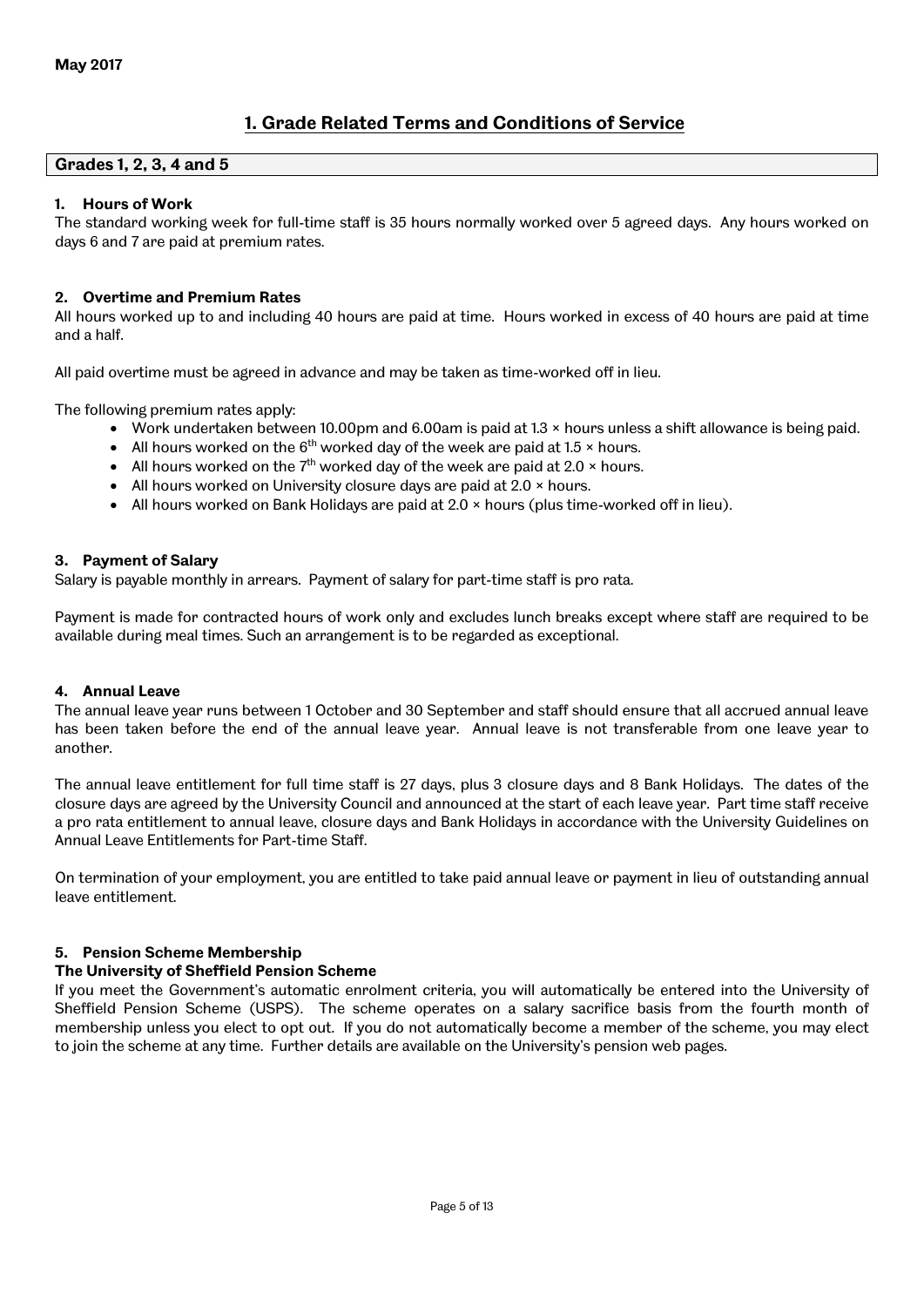**May 2017**

# 1. Grade Related Terms and Conditions of Service

## Grades 1, 2, 3, 4 and 5

### 1. Hours of Work

The standard working week for full-time staff is 35 hours normally worked over 5 agreed days. Any hours worked on days 6 and 7 are paid at premium rates.

### 2. Overtime and Premium Rates

All hours worked up to and including 40 hours are paid at time. Hours worked in excess of 40 hours are paid at time and a half.

All paid overtime must be agreed in advance and may be taken as time-worked off in lieu.

The following premium rates apply:

- Work undertaken between 10.00pm and 6.00am is paid at 1.3 × hours unless a shift allowance is being paid.
- All hours worked on the 6th worked day of the week are paid at 1.5 × hours.
- All hours worked on the 7th worked day of the week are paid at 2.0 × hours.
- All hours worked on University closure days are paid at 2.0 × hours.
- All hours worked on Bank Holidays are paid at 2.0 × hours (plus time-worked off in lieu).

### 3. Payment of Salary

Salary is payable monthly in arrears. Payment of salary for part-time staff is pro rata.

Payment is made for contracted hours of work only and excludes lunch breaks except where staff are required to be available during meal times. Such an arrangement is to be regarded as exceptional.

### 4. Annual Leave

The annual leave year runs between 1 October and 30 September and staff should ensure that all accrued annual leave has been taken before the end of the annual leave year. Annual leave is not transferable from one leave year to another.

The annual leave entitlement for full time staff is 27 days, plus 3 closure days and 8 Bank Holidays. The dates of the closure days are agreed by the University Council and announced at the start of each leave year. Part time staff receive a pro rata entitlement to annual leave, closure days and Bank Holidays in accordance with the University Guidelines on Annual Leave Entitlements for Part-time Staff.

On termination of your employment, you are entitled to take paid annual leave or payment in lieu of outstanding annual leave entitlement.

### 5. Pension Scheme Membership

**The University of Sheffield Pension Scheme**

If you meet the Government's automatic enrolment criteria, you will automatically be entered into the University of Sheffield Pension Scheme (USPS). The scheme operates on a salary sacrifice basis from the fourth month of membership unless you elect to opt out. If you do not automatically become a member of the scheme, you may elect to join the scheme at any time. Further details are available on the University's pension web pages.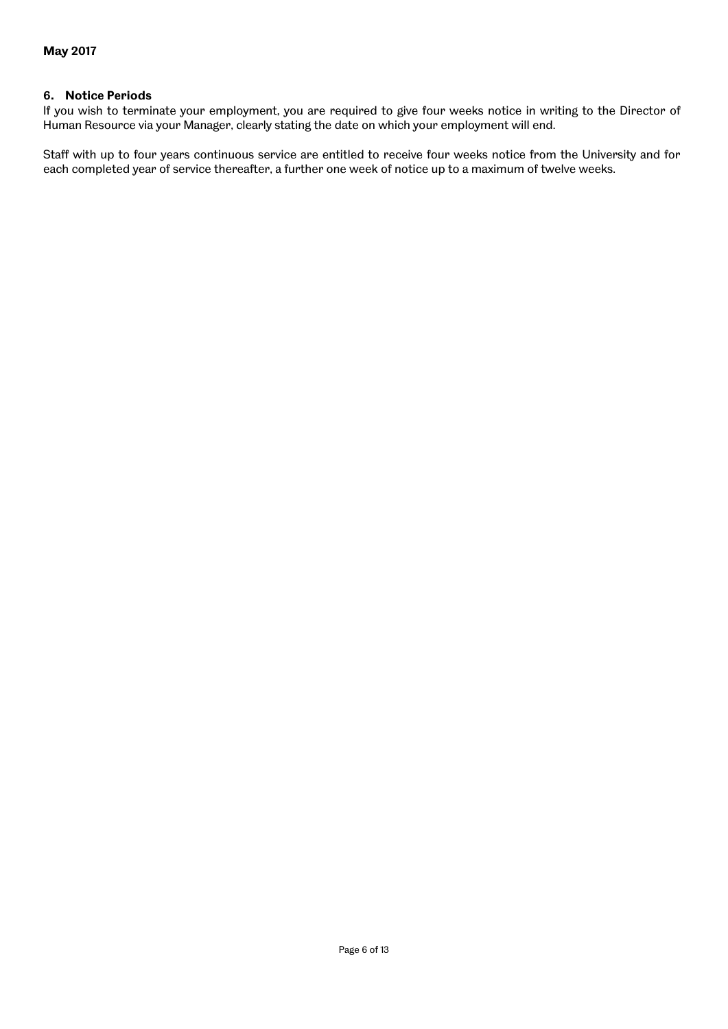**May 2017**

### 6. Notice Periods

If you wish to terminate your employment, you are required to give four weeks notice in writing to the Director of Human Resource via your Manager, clearly stating the date on which your employment will end.

Staff with up to four years continuous service are entitled to receive four weeks notice from the University and for each completed year of service thereafter, a further one week of notice up to a maximum of twelve weeks.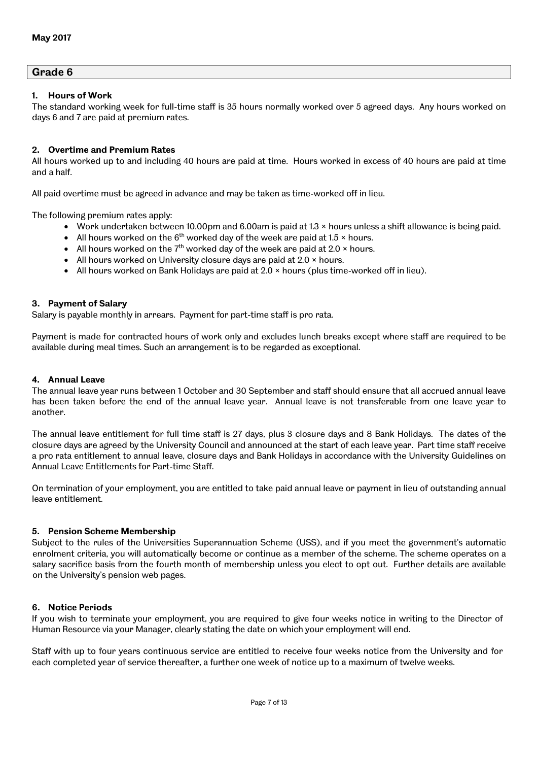**May 2017**

## Grade 6

### 1. Hours of Work

The standard working week for full-time staff is 35 hours normally worked over 5 agreed days. Any hours worked on days 6 and 7 are paid at premium rates.

### 2. Overtime and Premium Rates

All hours worked up to and including 40 hours are paid at time. Hours worked in excess of 40 hours are paid at time and a half.

All paid overtime must be agreed in advance and may be taken as time-worked off in lieu.

The following premium rates apply:

- Work undertaken between 10.00pm and 6.00am is paid at 1.3 × hours unless a shift allowance is being paid.
- All hours worked on the 6th worked day of the week are paid at 1.5 × hours.
- All hours worked on the 7th worked day of the week are paid at 2.0 × hours.
- All hours worked on University closure days are paid at 2.0 × hours.
- All hours worked on Bank Holidays are paid at 2.0 × hours (plus time-worked off in lieu).

### 3. Payment of Salary

Salary is payable monthly in arrears. Payment for part-time staff is pro rata.

Payment is made for contracted hours of work only and excludes lunch breaks except where staff are required to be available during meal times. Such an arrangement is to be regarded as exceptional.

### 4. Annual Leave

The annual leave year runs between 1 October and 30 September and staff should ensure that all accrued annual leave has been taken before the end of the annual leave year. Annual leave is not transferable from one leave year to another.

The annual leave entitlement for full time staff is 27 days, plus 3 closure days and 8 Bank Holidays. The dates of the closure days are agreed by the University Council and announced at the start of each leave year. Part time staff receive a pro rata entitlement to annual leave, closure days and Bank Holidays in accordance with the University Guidelines on Annual Leave Entitlements for Part-time Staff.

On termination of your employment, you are entitled to take paid annual leave or payment in lieu of outstanding annual leave entitlement.

### 5. Pension Scheme Membership

Subject to the rules of the Universities Superannuation Scheme (USS), and if you meet the government's automatic enrolment criteria, you will automatically become or continue as a member of the scheme. The scheme operates on a salary sacrifice basis from the fourth month of membership unless you elect to opt out. Further details are available on the University's pension web pages.

### 6. Notice Periods

If you wish to terminate your employment, you are required to give four weeks notice in writing to the Director of Human Resource via your Manager, clearly stating the date on which your employment will end.

Staff with up to four years continuous service are entitled to receive four weeks notice from the University and for each completed year of service thereafter, a further one week of notice up to a maximum of twelve weeks.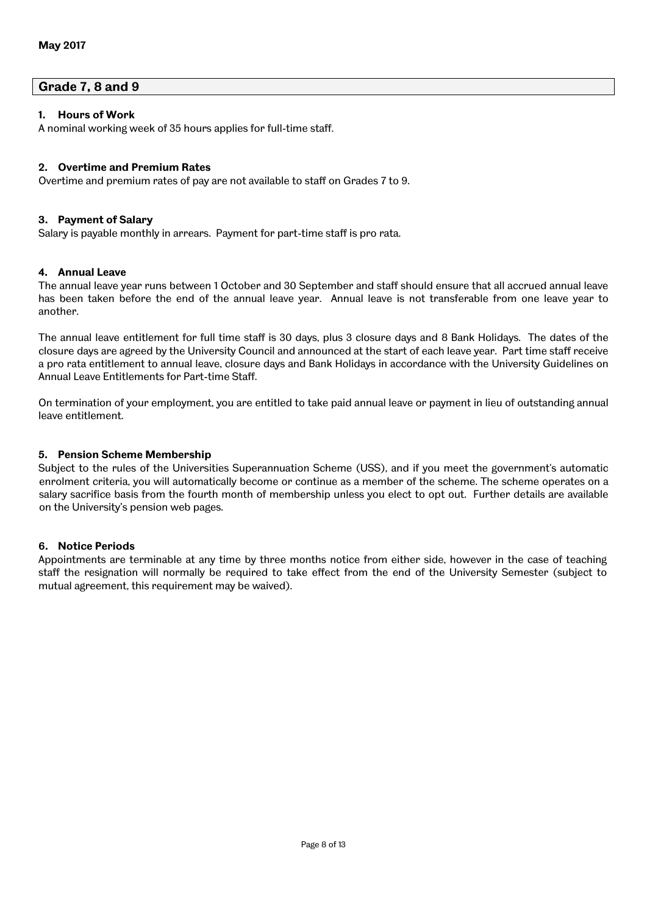**May 2017**

## Grade 7, 8 and 9

### 1. Hours of Work

A nominal working week of 35 hours applies for full-time staff.

### 2. Overtime and Premium Rates

Overtime and premium rates of pay are not available to staff on Grades 7 to 9.

### 3. Payment of Salary

Salary is payable monthly in arrears. Payment for part-time staff is pro rata.

### 4. Annual Leave

The annual leave year runs between 1 October and 30 September and staff should ensure that all accrued annual leave has been taken before the end of the annual leave year. Annual leave is not transferable from one leave year to another.

The annual leave entitlement for full time staff is 30 days, plus 3 closure days and 8 Bank Holidays. The dates of the closure days are agreed by the University Council and announced at the start of each leave year. Part time staff receive a pro rata entitlement to annual leave, closure days and Bank Holidays in accordance with the University Guidelines on Annual Leave Entitlements for Part-time Staff.

On termination of your employment, you are entitled to take paid annual leave or payment in lieu of outstanding annual leave entitlement.

### 5. Pension Scheme Membership

Subject to the rules of the Universities Superannuation Scheme (USS), and if you meet the government's automatic enrolment criteria, you will automatically become or continue as a member of the scheme. The scheme operates on a salary sacrifice basis from the fourth month of membership unless you elect to opt out. Further details are available on the University's pension web pages.

### 6. Notice Periods

Appointments are terminable at any time by three months notice from either side, however in the case of teaching staff the resignation will normally be required to take effect from the end of the University Semester (subject to mutual agreement, this requirement may be waived).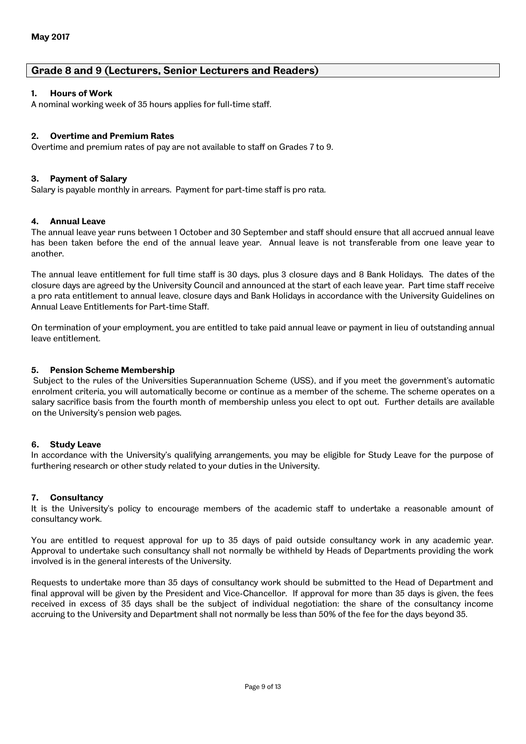**May 2017**

## Grade 8 and 9 (Lecturers, Senior Lecturers and Readers)

### 1. Hours of Work

A nominal working week of 35 hours applies for full-time staff.

### 2. Overtime and Premium Rates

Overtime and premium rates of pay are not available to staff on Grades 7 to 9.

### 3. Payment of Salary

Salary is payable monthly in arrears. Payment for part-time staff is pro rata.

### 4. Annual Leave

The annual leave year runs between 1 October and 30 September and staff should ensure that all accrued annual leave has been taken before the end of the annual leave year. Annual leave is not transferable from one leave year to another.

The annual leave entitlement for full time staff is 30 days, plus 3 closure days and 8 Bank Holidays. The dates of the closure days are agreed by the University Council and announced at the start of each leave year. Part time staff receive a pro rata entitlement to annual leave, closure days and Bank Holidays in accordance with the University Guidelines on Annual Leave Entitlements for Part-time Staff.

On termination of your employment, you are entitled to take paid annual leave or payment in lieu of outstanding annual leave entitlement.

### 5. Pension Scheme Membership

Subject to the rules of the Universities Superannuation Scheme (USS), and if you meet the government's automatic enrolment criteria, you will automatically become or continue as a member of the scheme. The scheme operates on a salary sacrifice basis from the fourth month of membership unless you elect to opt out. Further details are available on the University's pension web pages.

### 6. Study Leave

In accordance with the University's qualifying arrangements, you may be eligible for Study Leave for the purpose of furthering research or other study related to your duties in the University.

### 7. Consultancy

It is the University's policy to encourage members of the academic staff to undertake a reasonable amount of consultancy work.

You are entitled to request approval for up to 35 days of paid outside consultancy work in any academic year. Approval to undertake such consultancy shall not normally be withheld by Heads of Departments providing the work involved is in the general interests of the University.

Requests to undertake more than 35 days of consultancy work should be submitted to the Head of Department and final approval will be given by the President and Vice-Chancellor. If approval for more than 35 days is given, the fees received in excess of 35 days shall be the subject of individual negotiation: the share of the consultancy income accruing to the University and Department shall not normally be less than 50% of the fee for the days beyond 35.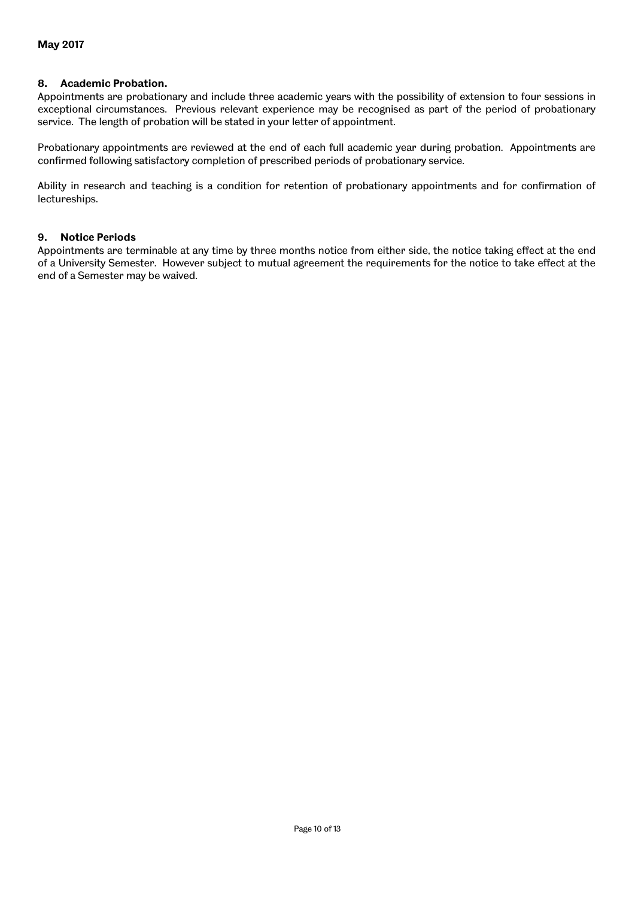**May 2017**

## 8. Academic Probation.

Appointments are probationary and include three academic years with the possibility of extension to four sessions in exceptional circumstances. Previous relevant experience may be recognised as part of the period of probationary service. The length of probation will be stated in your letter of appointment.

Probationary appointments are reviewed at the end of each full academic year during probation. Appointments are confirmed following satisfactory completion of prescribed periods of probationary service.

Ability in research and teaching is a condition for retention of probationary appointments and for confirmation of lectureships.

## 9. Notice Periods

Appointments are terminable at any time by three months notice from either side, the notice taking effect at the end of a University Semester. However subject to mutual agreement the requirements for the notice to take effect at the end of a Semester may be waived.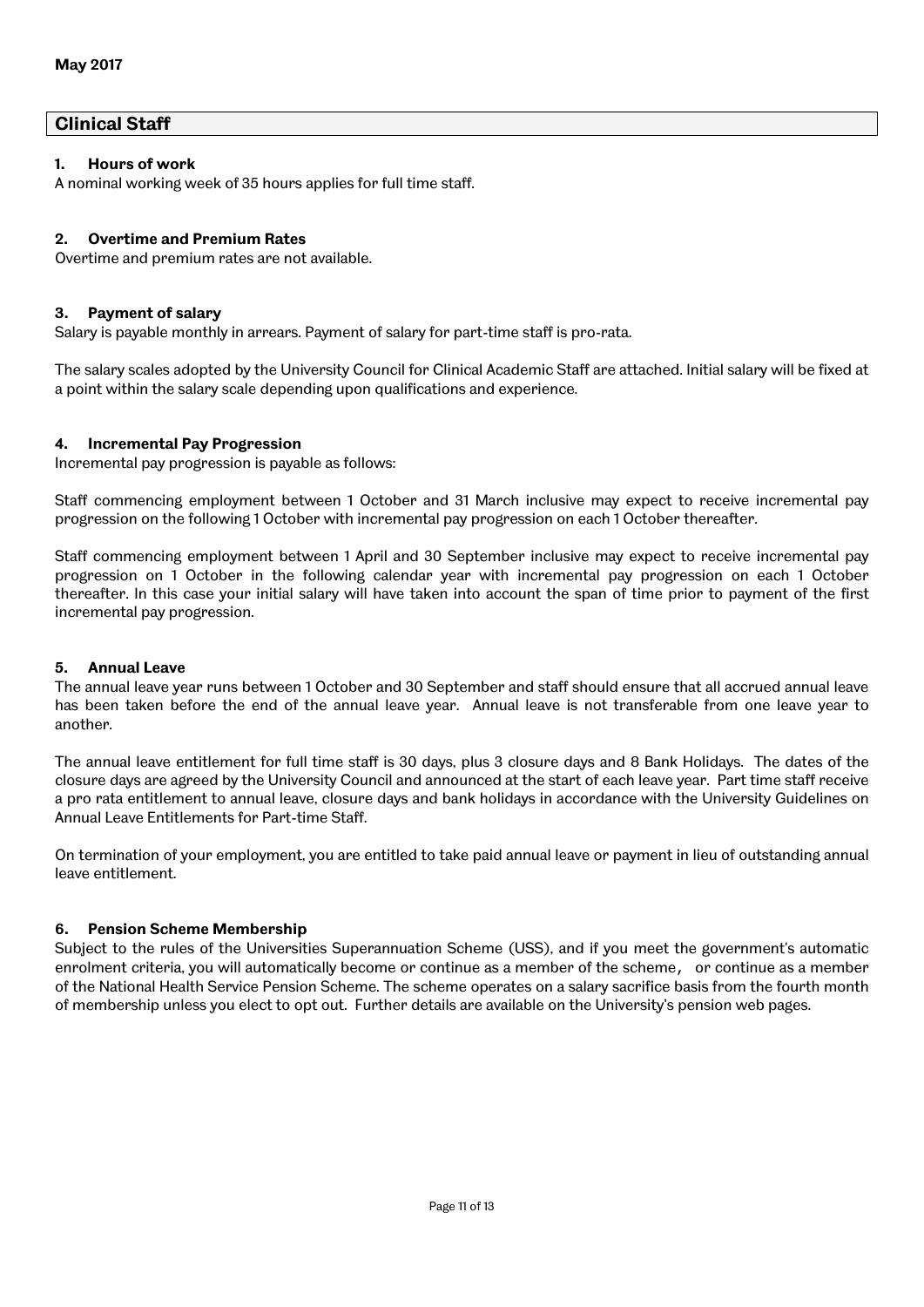**May 2017**

## Clinical Staff

### 1. Hours of work

A nominal working week of 35 hours applies for full time staff.

### 2. Overtime and Premium Rates

Overtime and premium rates are not available.

### 3. Payment of salary

Salary is payable monthly in arrears. Payment of salary for part-time staff is pro-rata.

The salary scales adopted by the University Council for Clinical Academic Staff are attached. Initial salary will be fixed at a point within the salary scale depending upon qualifications and experience.

### 4. Incremental Pay Progression

Incremental pay progression is payable as follows:

Staff commencing employment between 1 October and 31 March inclusive may expect to receive incremental pay progression on the following 1 October with incremental pay progression on each 1 October thereafter.

Staff commencing employment between 1 April and 30 September inclusive may expect to receive incremental pay progression on 1 October in the following calendar year with incremental pay progression on each 1 October thereafter. In this case your initial salary will have taken into account the span of time prior to payment of the first incremental pay progression.

### 5. Annual Leave

The annual leave year runs between 1 October and 30 September and staff should ensure that all accrued annual leave has been taken before the end of the annual leave year. Annual leave is not transferable from one leave year to another.

The annual leave entitlement for full time staff is 30 days, plus 3 closure days and 8 Bank Holidays. The dates of the closure days are agreed by the University Council and announced at the start of each leave year. Part time staff receive a pro rata entitlement to annual leave, closure days and bank holidays in accordance with the University Guidelines on Annual Leave Entitlements for Part-time Staff.

On termination of your employment, you are entitled to take paid annual leave or payment in lieu of outstanding annual leave entitlement.

### 6. Pension Scheme Membership

Subject to the rules of the Universities Superannuation Scheme (USS), and if you meet the government's automatic enrolment criteria, you will automatically become or continue as a member of the scheme, or continue as a member of the National Health Service Pension Scheme. The scheme operates on a salary sacrifice basis from the fourth month of membership unless you elect to opt out. Further details are available on the University's pension web pages.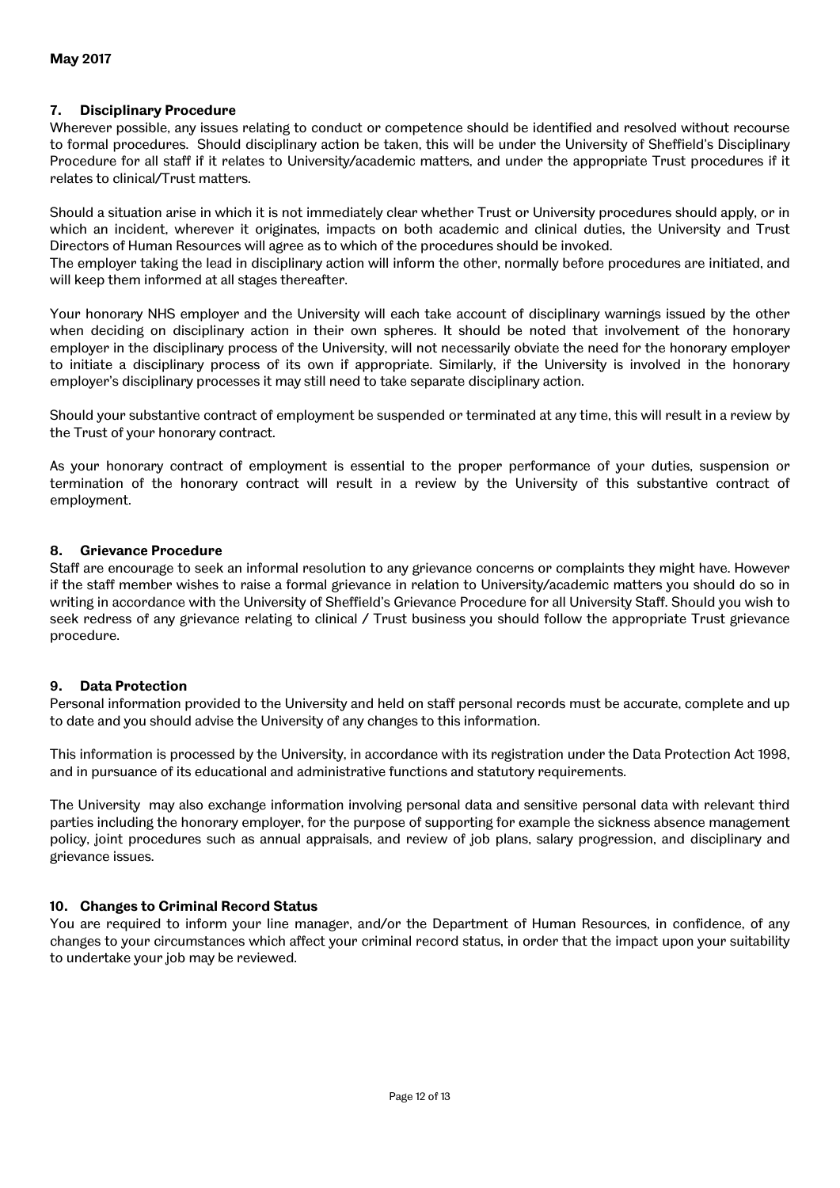**May 2017**

## 7. Disciplinary Procedure

Wherever possible, any issues relating to conduct or competence should be identified and resolved without recourse to formal procedures. Should disciplinary action be taken, this will be under the University of Sheffield's Disciplinary Procedure for all staff if it relates to University/academic matters, and under the appropriate Trust procedures if it relates to clinical/Trust matters.

Should a situation arise in which it is not immediately clear whether Trust or University procedures should apply, or in which an incident, wherever it originates, impacts on both academic and clinical duties, the University and Trust Directors of Human Resources will agree as to which of the procedures should be invoked.
The employer taking the lead in disciplinary action will inform the other, normally before procedures are initiated, and will keep them informed at all stages thereafter.

Your honorary NHS employer and the University will each take account of disciplinary warnings issued by the other when deciding on disciplinary action in their own spheres. It should be noted that involvement of the honorary employer in the disciplinary process of the University, will not necessarily obviate the need for the honorary employer to initiate a disciplinary process of its own if appropriate. Similarly, if the University is involved in the honorary employer's disciplinary processes it may still need to take separate disciplinary action.

Should your substantive contract of employment be suspended or terminated at any time, this will result in a review by the Trust of your honorary contract.

As your honorary contract of employment is essential to the proper performance of your duties, suspension or termination of the honorary contract will result in a review by the University of this substantive contract of employment.

## 8. Grievance Procedure

Staff are encourage to seek an informal resolution to any grievance concerns or complaints they might have. However if the staff member wishes to raise a formal grievance in relation to University/academic matters you should do so in writing in accordance with the University of Sheffield's Grievance Procedure for all University Staff. Should you wish to seek redress of any grievance relating to clinical / Trust business you should follow the appropriate Trust grievance procedure.

## 9. Data Protection

Personal information provided to the University and held on staff personal records must be accurate, complete and up to date and you should advise the University of any changes to this information.

This information is processed by the University, in accordance with its registration under the Data Protection Act 1998, and in pursuance of its educational and administrative functions and statutory requirements.

The University may also exchange information involving personal data and sensitive personal data with relevant third parties including the honorary employer, for the purpose of supporting for example the sickness absence management policy, joint procedures such as annual appraisals, and review of job plans, salary progression, and disciplinary and grievance issues.

## 10. Changes to Criminal Record Status

You are required to inform your line manager, and/or the Department of Human Resources, in confidence, of any changes to your circumstances which affect your criminal record status, in order that the impact upon your suitability to undertake your job may be reviewed.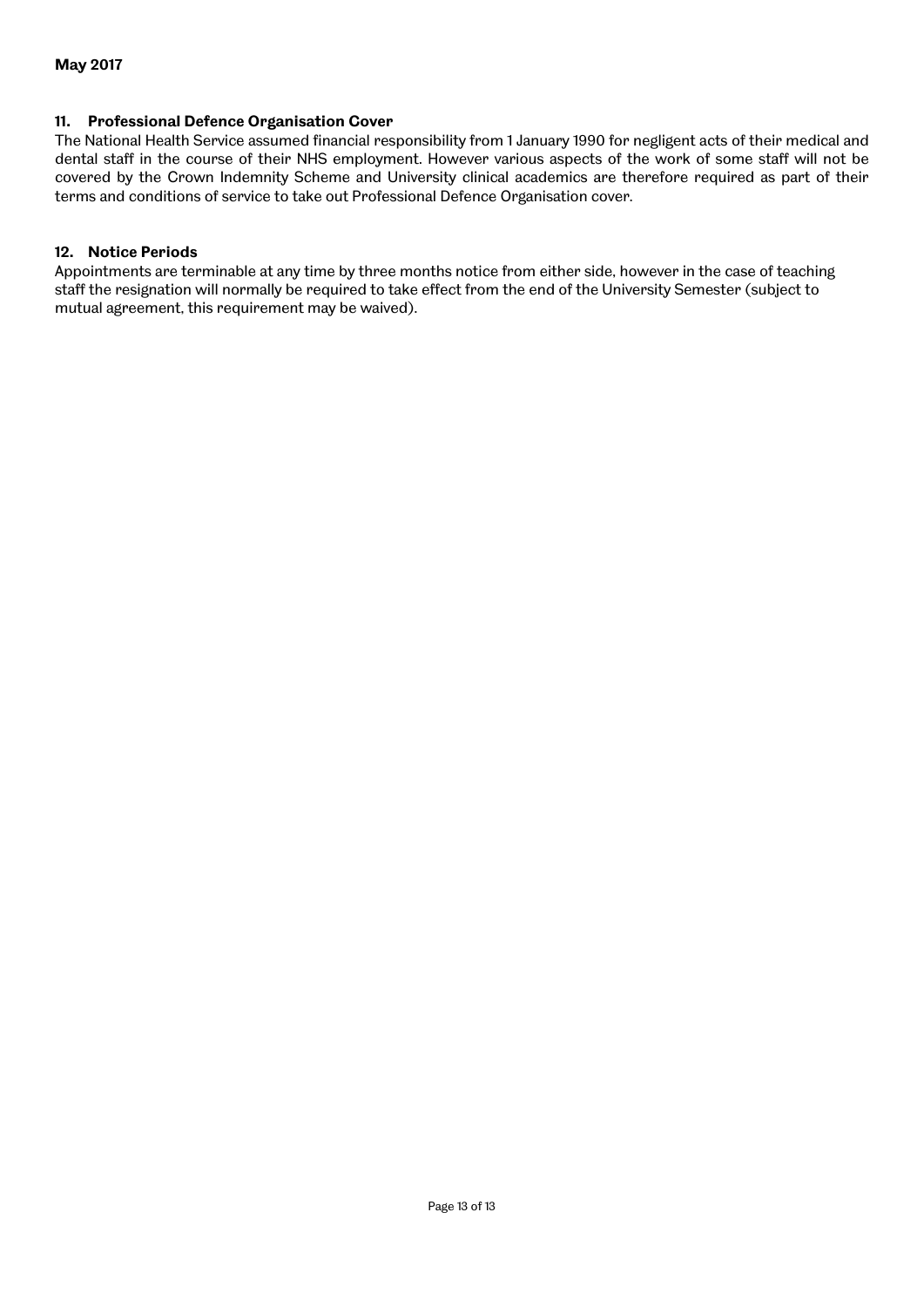**May 2017**

### 11. Professional Defence Organisation Cover

The National Health Service assumed financial responsibility from 1 January 1990 for negligent acts of their medical and dental staff in the course of their NHS employment. However various aspects of the work of some staff will not be covered by the Crown Indemnity Scheme and University clinical academics are therefore required as part of their terms and conditions of service to take out Professional Defence Organisation cover.

### 12. Notice Periods

Appointments are terminable at any time by three months notice from either side, however in the case of teaching staff the resignation will normally be required to take effect from the end of the University Semester (subject to mutual agreement, this requirement may be waived).